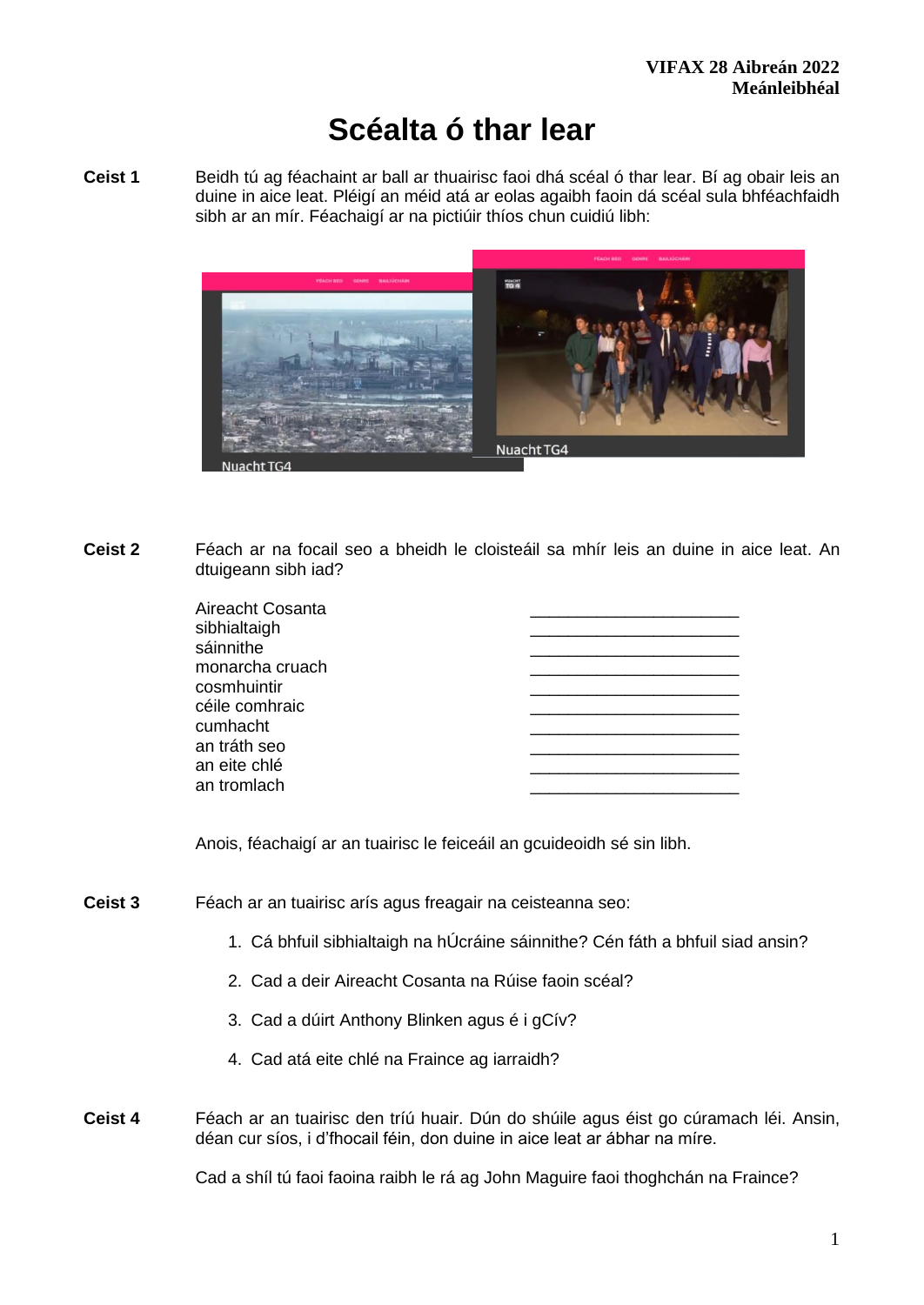**VIFAX 28 Aibreán 2022**
**Meánleibhéal**

# Scéalta ó thar lear

**Ceist 1** Beidh tú ag féachaint ar ball ar thuairisc faoi dhá scéal ó thar lear. Bí ag obair leis an duine in aice leat. Pléigí an méid atá ar eolas agaibh faoin dá scéal sula bhféachfaidh sibh ar an mír. Féachaigí ar na pictiúir thíos chun cuidiú libh:

**Ceist 2** Féach ar na focail seo a bheidh le cloisteáil sa mhír leis an duine in aice leat. An dtuigeann sibh iad?

| | |
|---|---|
| Aireacht Cosanta | ______________________ |
| sibhialtaigh | ______________________ |
| sáinnithe | ______________________ |
| monarcha cruach | ______________________ |
| cosmhuintir | ______________________ |
| céile comhraic | ______________________ |
| cumhacht | ______________________ |
| an tráth seo | ______________________ |
| an eite chlé | ______________________ |
| an tromlach | ______________________ |

Anois, féachaigí ar an tuairisc le feiceáil an gcuideoidh sé sin libh.

**Ceist 3** Féach ar an tuairisc arís agus freagair na ceisteanna seo:

1. Cá bhfuil sibhialtaigh na hÚcráine sáinnithe? Cén fáth a bhfuil siad ansin?
2. Cad a deir Aireacht Cosanta na Rúise faoin scéal?
3. Cad a dúirt Anthony Blinken agus é i gCív?
4. Cad atá eite chlé na Fraince ag iarraidh?

**Ceist 4** Féach ar an tuairisc den tríú huair. Dún do shúile agus éist go cúramach léi. Ansin, déan cur síos, i d'fhocail féin, don duine in aice leat ar ábhar na míre.

Cad a shíl tú faoi faoina raibh le rá ag John Maguire faoi thoghchán na Fraince?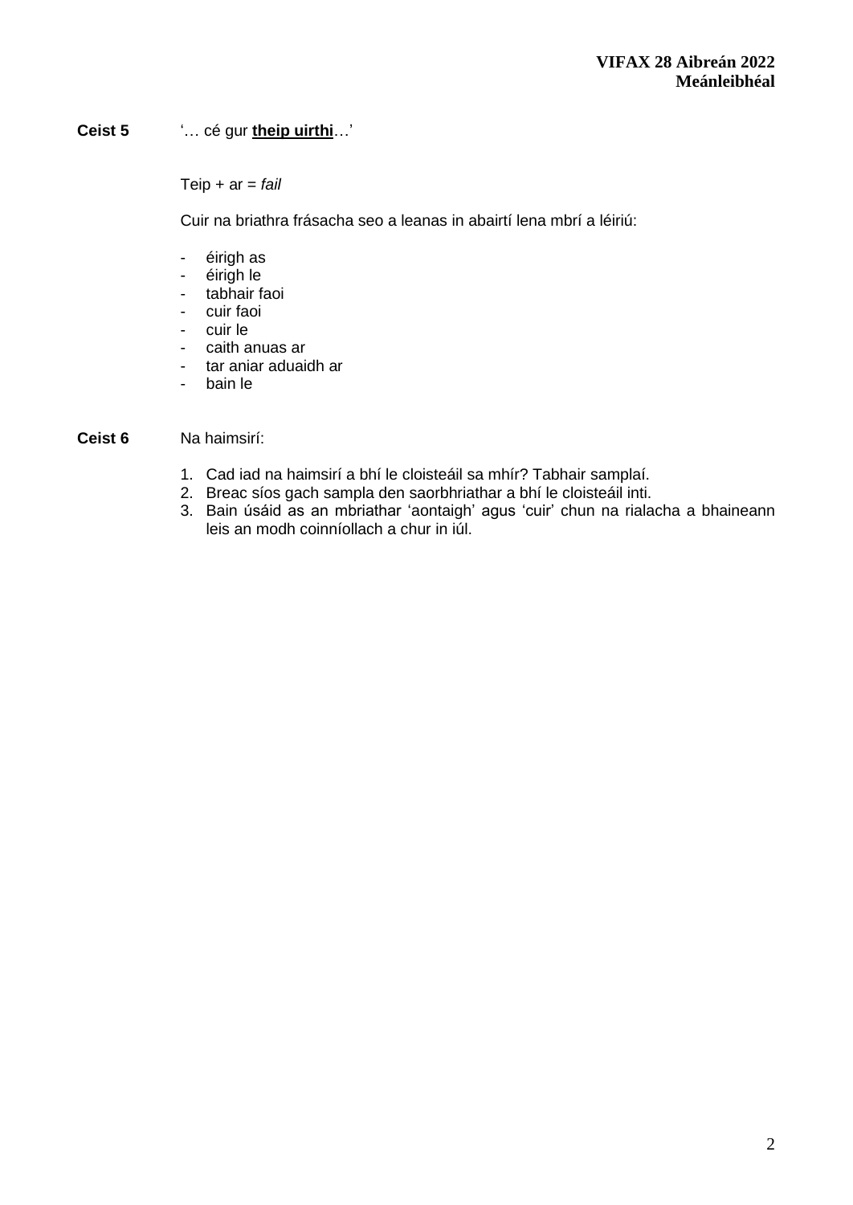**Ceist 5** '… cé gur **<u>theip uirthi</u>**…'

Teip + ar = *fail*

Cuir na briathra frásacha seo a leanas in abairtí lena mbrí a léiriú:

- éirigh as
- éirigh le
- tabhair faoi
- cuir faoi
- cuir le
- caith anuas ar
- tar aniar aduaidh ar
- bain le

**Ceist 6** Na haimsirí:

1. Cad iad na haimsirí a bhí le cloisteáil sa mhír? Tabhair samplaí.
2. Breac síos gach sampla den saorbhriathar a bhí le cloisteáil inti.
3. Bain úsáid as an mbriathar 'aontaigh' agus 'cuir' chun na rialacha a bhaineann leis an modh coinníollach a chur in iúl.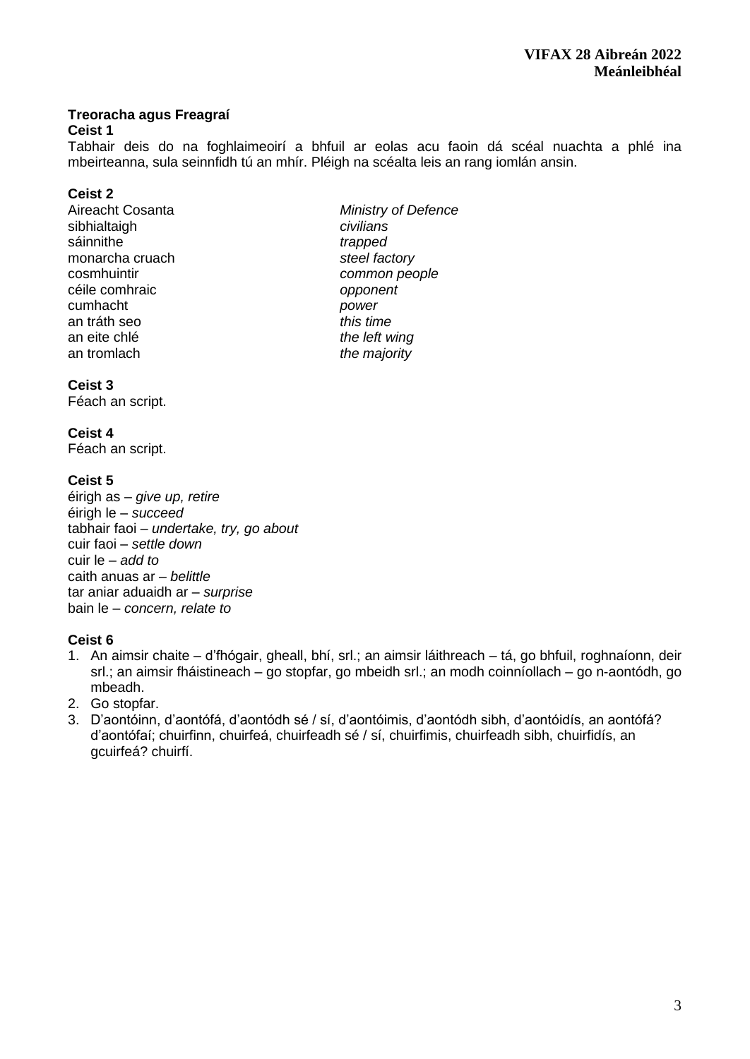## Treoracha agus Freagraí

**Ceist 1**

Tabhair deis do na foghlaimeoirí a bhfuil ar eolas acu faoin dá scéal nuachta a phlé ina mbeirteanna, sula seinnfidh tú an mhír. Pléigh na scéalta leis an rang iomlán ansin.

**Ceist 2**

| | |
|---|---|
| Aireacht Cosanta | *Ministry of Defence* |
| sibhialtaigh | *civilians* |
| sáinnithe | *trapped* |
| monarcha cruach | *steel factory* |
| cosmhuintir | *common people* |
| céile comhraic | *opponent* |
| cumhacht | *power* |
| an tráth seo | *this time* |
| an eite chlé | *the left wing* |
| an tromlach | *the majority* |

**Ceist 3**

Féach an script.

**Ceist 4**

Féach an script.

**Ceist 5**

éirigh as – *give up, retire*
éirigh le – *succeed*
tabhair faoi – *undertake, try, go about*
cuir faoi – *settle down*
cuir le – *add to*
caith anuas ar – *belittle*
tar aniar aduaidh ar – *surprise*
bain le – *concern, relate to*

**Ceist 6**

1. An aimsir chaite – d'fhógair, gheall, bhí, srl.; an aimsir láithreach – tá, go bhfuil, roghnaíonn, deir srl.; an aimsir fháistineach – go stopfar, go mbeidh srl.; an modh coinníollach – go n-aontódh, go mbeadh.
2. Go stopfar.
3. D'aontóinn, d'aontófá, d'aontódh sé / sí, d'aontóimis, d'aontódh sibh, d'aontóidís, an aontófá? d'aontófaí; chuirfinn, chuirfeá, chuirfeadh sé / sí, chuirfimis, chuirfeadh sibh, chuirfidís, an gcuirfeá? chuirfí.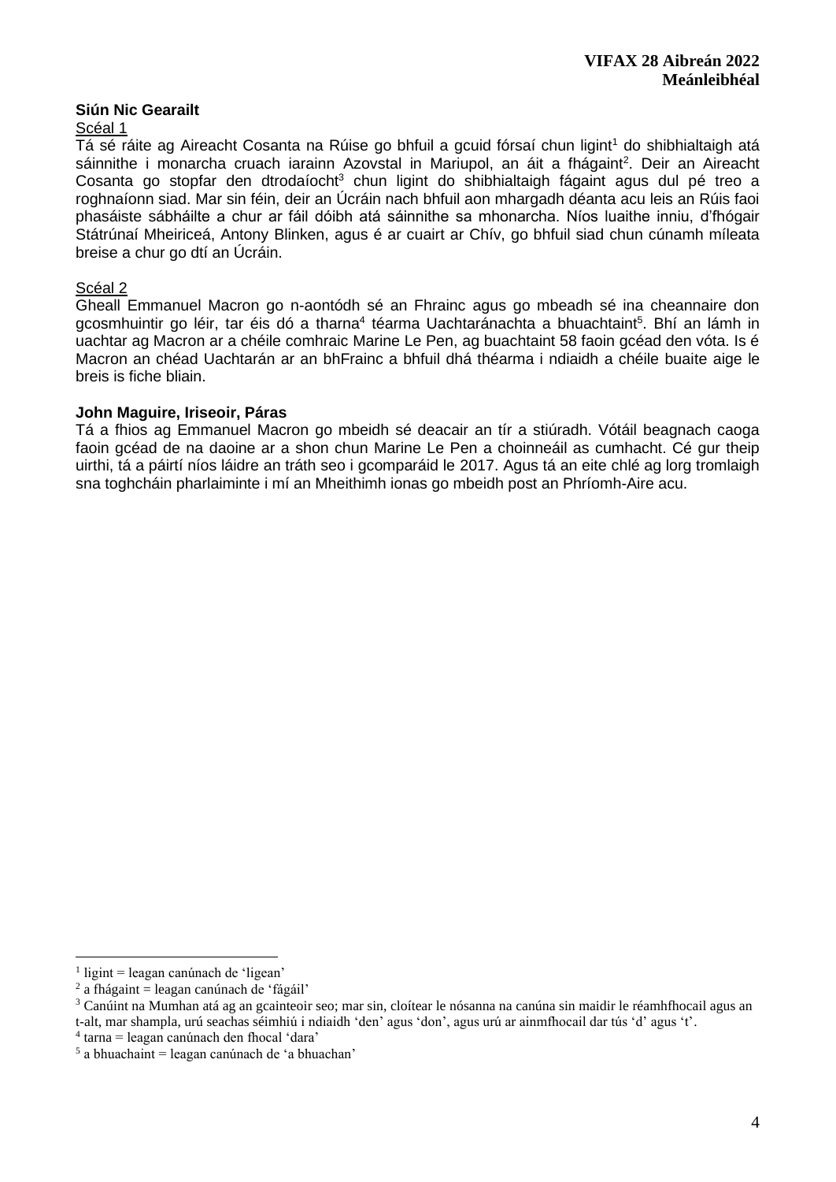**VIFAX 28 Aibreán 2022**
**Meánleibhéal**

**Siún Nic Gearailt**

Scéal 1

Tá sé ráite ag Aireacht Cosanta na Rúise go bhfuil a gcuid fórsaí chun ligint[1] do shibhialtaigh atá sáinnithe i monarcha cruach iarainn Azovstal in Mariupol, an áit a fhágaint[2]. Deir an Aireacht Cosanta go stopfar den dtrodaíocht[3] chun ligint do shibhialtaigh fágaint agus dul pé treo a roghnaíonn siad. Mar sin féin, deir an Úcráin nach bhfuil aon mhargadh déanta acu leis an Rúis faoi phasáiste sábháilte a chur ar fáil dóibh atá sáinnithe sa mhonarcha. Níos luaithe inniu, d'fhógair Státrúnaí Mheiriceá, Antony Blinken, agus é ar cuairt ar Chív, go bhfuil siad chun cúnamh míleata breise a chur go dtí an Úcráin.

Scéal 2

Gheall Emmanuel Macron go n-aontódh sé an Fhrainc agus go mbeadh sé ina cheannaire don gcosmhuintir go léir, tar éis dó a tharna[4] téarma Uachtaránachta a bhuachtaint[5]. Bhí an lámh in uachtar ag Macron ar a chéile comhraic Marine Le Pen, ag buachtaint 58 faoin gcéad den vóta. Is é Macron an chéad Uachtarán ar an bhFrainc a bhfuil dhá théarma i ndiaidh a chéile buaite aige le breis is fiche bliain.

**John Maguire, Iriseoir, Páras**

Tá a fhios ag Emmanuel Macron go mbeidh sé deacair an tír a stiúradh. Vótáil beagnach caoga faoin gcéad de na daoine ar a shon chun Marine Le Pen a choinneáil as cumhacht. Cé gur theip uirthi, tá a páirtí níos láidre an tráth seo i gcomparáid le 2017. Agus tá an eite chlé ag lorg tromlaigh sna toghcháin pharlaiminte i mí an Mheithimh ionas go mbeidh post an Phríomh-Aire acu.

---

[1] ligint = leagan canúnach de 'ligean'

[2] a fhágaint = leagan canúnach de 'fágáil'

[3] Canúint na Mumhan atá ag an gcainteoir seo; mar sin, cloítear le nósanna na canúna sin maidir le réamhfhocail agus an t-alt, mar shampla, urú seachas séimhiú i ndiaidh 'den' agus 'don', agus urú ar ainmfhocail dar tús 'd' agus 't'.

[4] tarna = leagan canúnach den fhocal 'dara'

[5] a bhuachaint = leagan canúnach de 'a bhuachan'